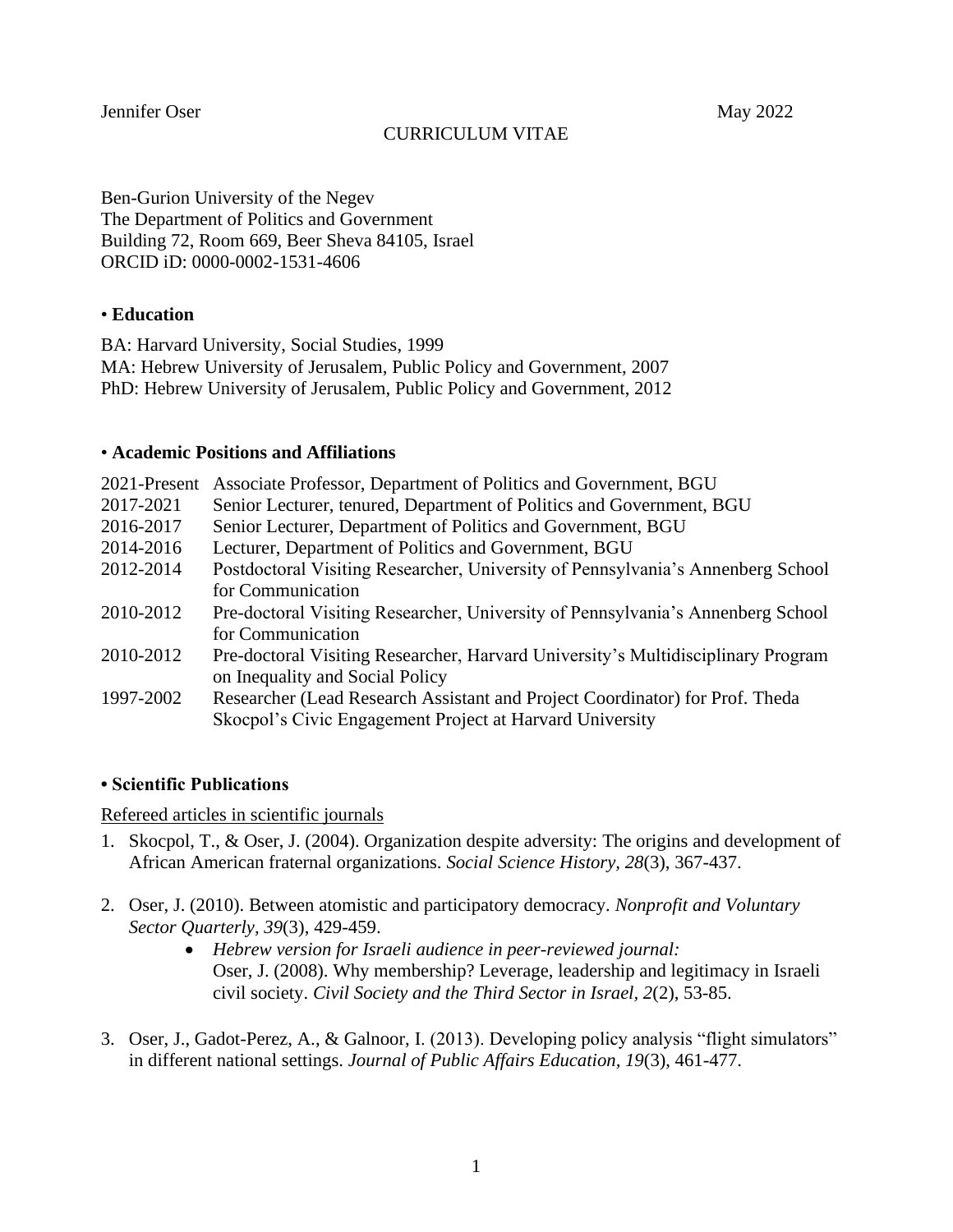Jennifer Oser May 2022

# CURRICULUM VITAE

Ben-Gurion University of the Negev
The Department of Politics and Government
Building 72, Room 669, Beer Sheva 84105, Israel
ORCID iD: 0000-0002-1531-4606

## • Education

BA: Harvard University, Social Studies, 1999
MA: Hebrew University of Jerusalem, Public Policy and Government, 2007
PhD: Hebrew University of Jerusalem, Public Policy and Government, 2012

## • Academic Positions and Affiliations

| | |
|---|---|
| 2021-Present | Associate Professor, Department of Politics and Government, BGU |
| 2017-2021 | Senior Lecturer, tenured, Department of Politics and Government, BGU |
| 2016-2017 | Senior Lecturer, Department of Politics and Government, BGU |
| 2014-2016 | Lecturer, Department of Politics and Government, BGU |
| 2012-2014 | Postdoctoral Visiting Researcher, University of Pennsylvania's Annenberg School for Communication |
| 2010-2012 | Pre-doctoral Visiting Researcher, University of Pennsylvania's Annenberg School for Communication |
| 2010-2012 | Pre-doctoral Visiting Researcher, Harvard University's Multidisciplinary Program on Inequality and Social Policy |
| 1997-2002 | Researcher (Lead Research Assistant and Project Coordinator) for Prof. Theda Skocpol's Civic Engagement Project at Harvard University |

## • Scientific Publications

<u>Refereed articles in scientific journals</u>

1. Skocpol, T., & Oser, J. (2004). Organization despite adversity: The origins and development of African American fraternal organizations. *Social Science History, 28*(3), 367-437.

2. Oser, J. (2010). Between atomistic and participatory democracy. *Nonprofit and Voluntary Sector Quarterly, 39*(3), 429-459.
   - *Hebrew version for Israeli audience in peer-reviewed journal:* Oser, J. (2008). Why membership? Leverage, leadership and legitimacy in Israeli civil society. *Civil Society and the Third Sector in Israel, 2*(2), 53-85.

3. Oser, J., Gadot-Perez, A., & Galnoor, I. (2013). Developing policy analysis "flight simulators" in different national settings. *Journal of Public Affairs Education, 19*(3), 461-477.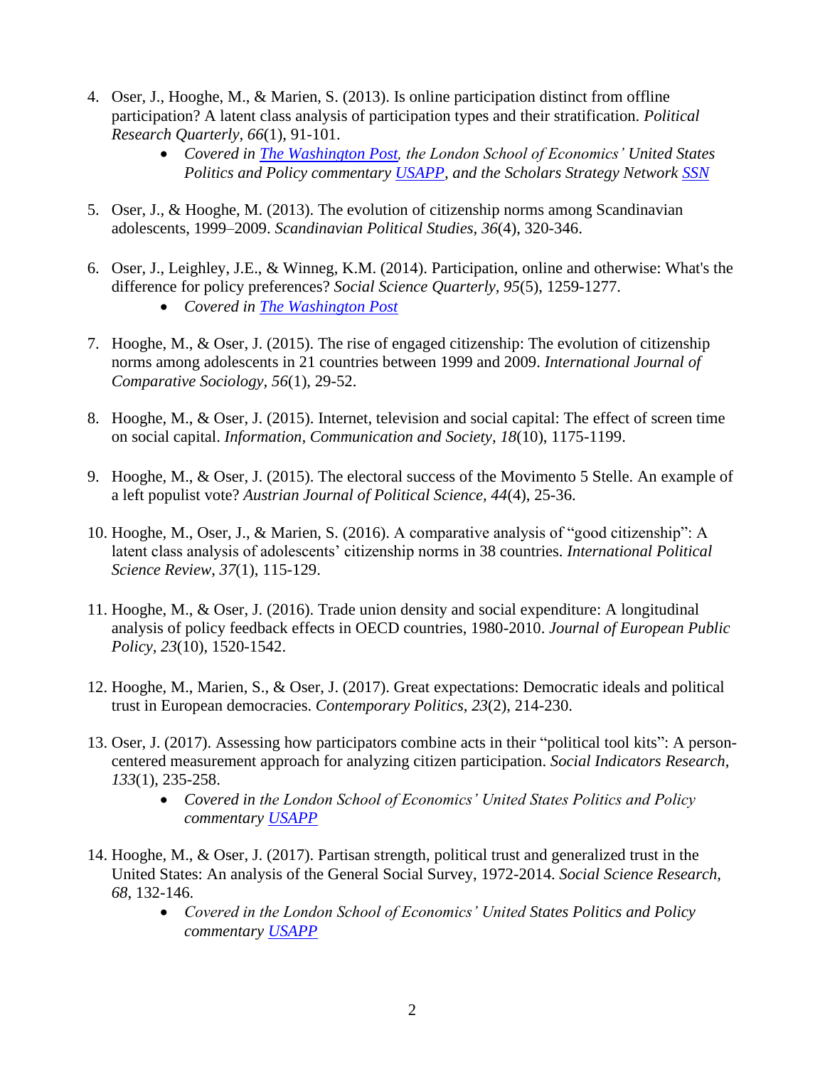4. Oser, J., Hooghe, M., & Marien, S. (2013). Is online participation distinct from offline participation? A latent class analysis of participation types and their stratification. *Political Research Quarterly*, *66*(1), 91-101.
    - *Covered in The Washington Post, the London School of Economics' United States Politics and Policy commentary USAPP, and the Scholars Strategy Network SSN*

5. Oser, J., & Hooghe, M. (2013). The evolution of citizenship norms among Scandinavian adolescents, 1999–2009. *Scandinavian Political Studies*, *36*(4), 320-346.

6. Oser, J., Leighley, J.E., & Winneg, K.M. (2014). Participation, online and otherwise: What's the difference for policy preferences? *Social Science Quarterly*, *95*(5), 1259-1277.
    - *Covered in The Washington Post*

7. Hooghe, M., & Oser, J. (2015). The rise of engaged citizenship: The evolution of citizenship norms among adolescents in 21 countries between 1999 and 2009. *International Journal of Comparative Sociology*, *56*(1), 29-52.

8. Hooghe, M., & Oser, J. (2015). Internet, television and social capital: The effect of screen time on social capital. *Information, Communication and Society*, *18*(10), 1175-1199.

9. Hooghe, M., & Oser, J. (2015). The electoral success of the Movimento 5 Stelle. An example of a left populist vote? *Austrian Journal of Political Science*, *44*(4), 25-36.

10. Hooghe, M., Oser, J., & Marien, S. (2016). A comparative analysis of "good citizenship": A latent class analysis of adolescents' citizenship norms in 38 countries. *International Political Science Review*, *37*(1), 115-129.

11. Hooghe, M., & Oser, J. (2016). Trade union density and social expenditure: A longitudinal analysis of policy feedback effects in OECD countries, 1980-2010. *Journal of European Public Policy*, *23*(10), 1520-1542.

12. Hooghe, M., Marien, S., & Oser, J. (2017). Great expectations: Democratic ideals and political trust in European democracies. *Contemporary Politics*, *23*(2), 214-230.

13. Oser, J. (2017). Assessing how participators combine acts in their "political tool kits": A person-centered measurement approach for analyzing citizen participation. *Social Indicators Research*, *133*(1), 235-258.
    - *Covered in the London School of Economics' United States Politics and Policy commentary USAPP*

14. Hooghe, M., & Oser, J. (2017). Partisan strength, political trust and generalized trust in the United States: An analysis of the General Social Survey, 1972-2014. *Social Science Research*, *68*, 132-146.
    - *Covered in the London School of Economics' United States Politics and Policy commentary USAPP*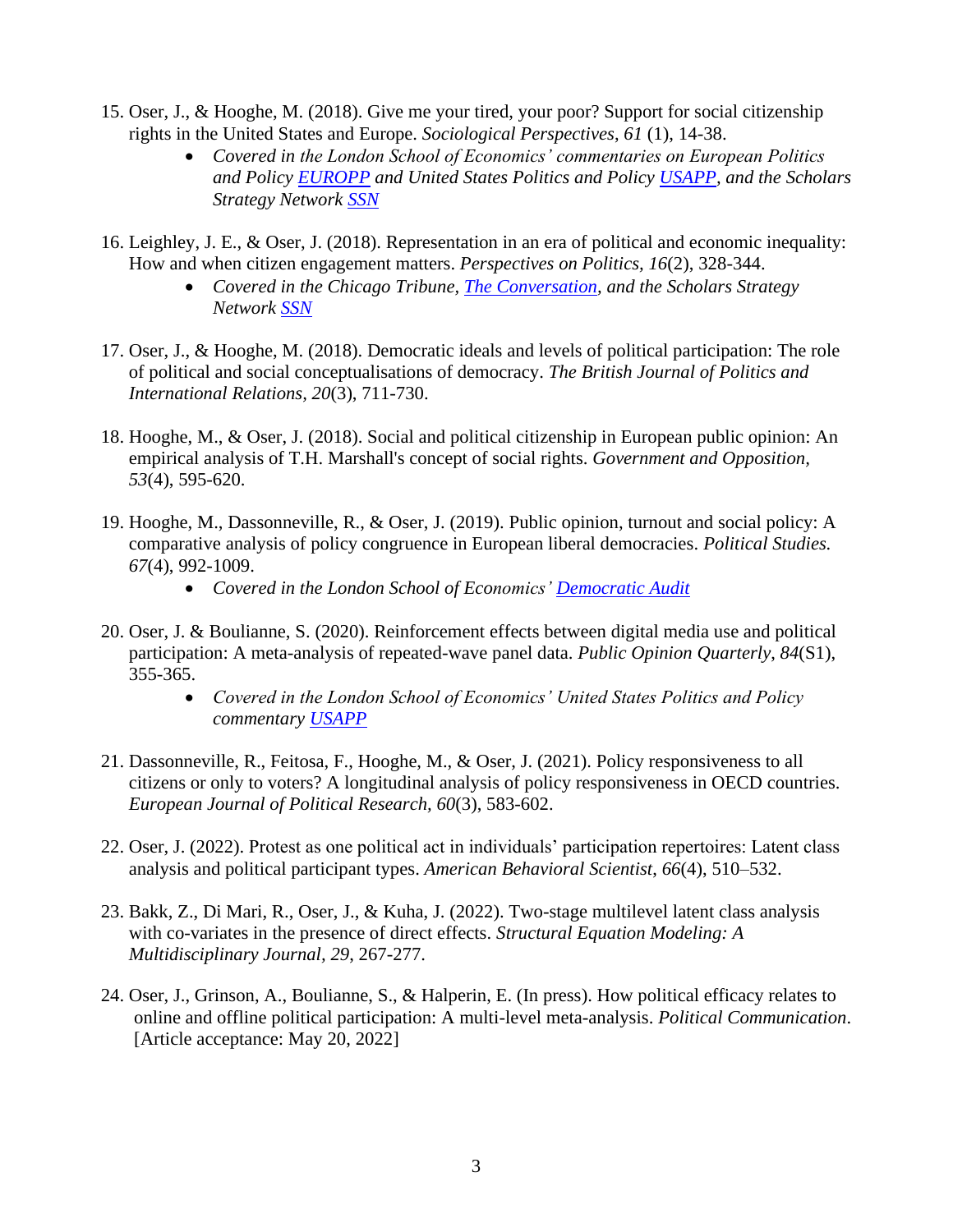15. Oser, J., & Hooghe, M. (2018). Give me your tired, your poor? Support for social citizenship rights in the United States and Europe. *Sociological Perspectives*, *61* (1), 14-38.
    - *Covered in the London School of Economics' commentaries on European Politics and Policy EUROPP and United States Politics and Policy USAPP, and the Scholars Strategy Network SSN*

16. Leighley, J. E., & Oser, J. (2018). Representation in an era of political and economic inequality: How and when citizen engagement matters. *Perspectives on Politics, 16*(2), 328-344.
    - *Covered in the Chicago Tribune, The Conversation, and the Scholars Strategy Network SSN*

17. Oser, J., & Hooghe, M. (2018). Democratic ideals and levels of political participation: The role of political and social conceptualisations of democracy. *The British Journal of Politics and International Relations*, *20*(3), 711-730.

18. Hooghe, M., & Oser, J. (2018). Social and political citizenship in European public opinion: An empirical analysis of T.H. Marshall's concept of social rights. *Government and Opposition, 53*(4), 595-620.

19. Hooghe, M., Dassonneville, R., & Oser, J. (2019). Public opinion, turnout and social policy: A comparative analysis of policy congruence in European liberal democracies. *Political Studies. 67*(4), 992-1009.
    - *Covered in the London School of Economics' Democratic Audit*

20. Oser, J. & Boulianne, S. (2020). Reinforcement effects between digital media use and political participation: A meta-analysis of repeated-wave panel data. *Public Opinion Quarterly*, *84*(S1), 355-365.
    - *Covered in the London School of Economics' United States Politics and Policy commentary USAPP*

21. Dassonneville, R., Feitosa, F., Hooghe, M., & Oser, J. (2021). Policy responsiveness to all citizens or only to voters? A longitudinal analysis of policy responsiveness in OECD countries. *European Journal of Political Research, 60*(3), 583-602.

22. Oser, J. (2022). Protest as one political act in individuals' participation repertoires: Latent class analysis and political participant types. *American Behavioral Scientist*, *66*(4), 510–532.

23. Bakk, Z., Di Mari, R., Oser, J., & Kuha, J. (2022). Two-stage multilevel latent class analysis with co-variates in the presence of direct effects. *Structural Equation Modeling: A Multidisciplinary Journal*, *29*, 267-277.

24. Oser, J., Grinson, A., Boulianne, S., & Halperin, E. (In press). How political efficacy relates to online and offline political participation: A multi-level meta-analysis. *Political Communication*. [Article acceptance: May 20, 2022]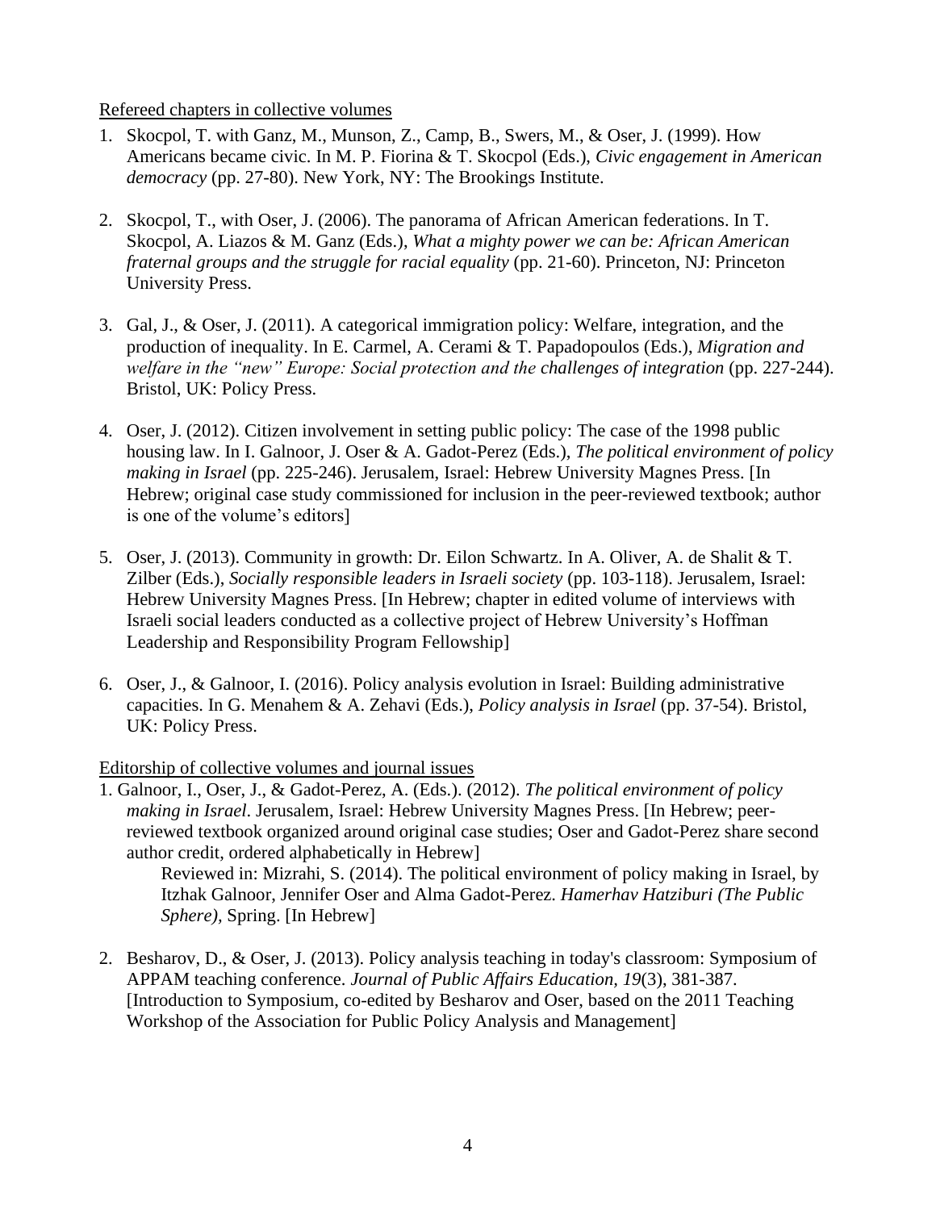Refereed chapters in collective volumes

1. Skocpol, T. with Ganz, M., Munson, Z., Camp, B., Swers, M., & Oser, J. (1999). How Americans became civic. In M. P. Fiorina & T. Skocpol (Eds.), *Civic engagement in American democracy* (pp. 27-80). New York, NY: The Brookings Institute.

2. Skocpol, T., with Oser, J. (2006). The panorama of African American federations. In T. Skocpol, A. Liazos & M. Ganz (Eds.), *What a mighty power we can be: African American fraternal groups and the struggle for racial equality* (pp. 21-60). Princeton, NJ: Princeton University Press.

3. Gal, J., & Oser, J. (2011). A categorical immigration policy: Welfare, integration, and the production of inequality. In E. Carmel, A. Cerami & T. Papadopoulos (Eds.), *Migration and welfare in the "new" Europe: Social protection and the challenges of integration* (pp. 227-244). Bristol, UK: Policy Press.

4. Oser, J. (2012). Citizen involvement in setting public policy: The case of the 1998 public housing law. In I. Galnoor, J. Oser & A. Gadot-Perez (Eds.), *The political environment of policy making in Israel* (pp. 225-246). Jerusalem, Israel: Hebrew University Magnes Press. [In Hebrew; original case study commissioned for inclusion in the peer-reviewed textbook; author is one of the volume's editors]

5. Oser, J. (2013). Community in growth: Dr. Eilon Schwartz. In A. Oliver, A. de Shalit & T. Zilber (Eds.), *Socially responsible leaders in Israeli society* (pp. 103-118). Jerusalem, Israel: Hebrew University Magnes Press. [In Hebrew; chapter in edited volume of interviews with Israeli social leaders conducted as a collective project of Hebrew University's Hoffman Leadership and Responsibility Program Fellowship]

6. Oser, J., & Galnoor, I. (2016). Policy analysis evolution in Israel: Building administrative capacities. In G. Menahem & A. Zehavi (Eds.), *Policy analysis in Israel* (pp. 37-54). Bristol, UK: Policy Press.

Editorship of collective volumes and journal issues

1. Galnoor, I., Oser, J., & Gadot-Perez, A. (Eds.). (2012). *The political environment of policy making in Israel*. Jerusalem, Israel: Hebrew University Magnes Press. [In Hebrew; peer-reviewed textbook organized around original case studies; Oser and Gadot-Perez share second author credit, ordered alphabetically in Hebrew]

   Reviewed in: Mizrahi, S. (2014). The political environment of policy making in Israel, by Itzhak Galnoor, Jennifer Oser and Alma Gadot-Perez. *Hamerhav Hatziburi (The Public Sphere)*, Spring. [In Hebrew]

2. Besharov, D., & Oser, J. (2013). Policy analysis teaching in today's classroom: Symposium of APPAM teaching conference. *Journal of Public Affairs Education, 19*(3), 381-387. [Introduction to Symposium, co-edited by Besharov and Oser, based on the 2011 Teaching Workshop of the Association for Public Policy Analysis and Management]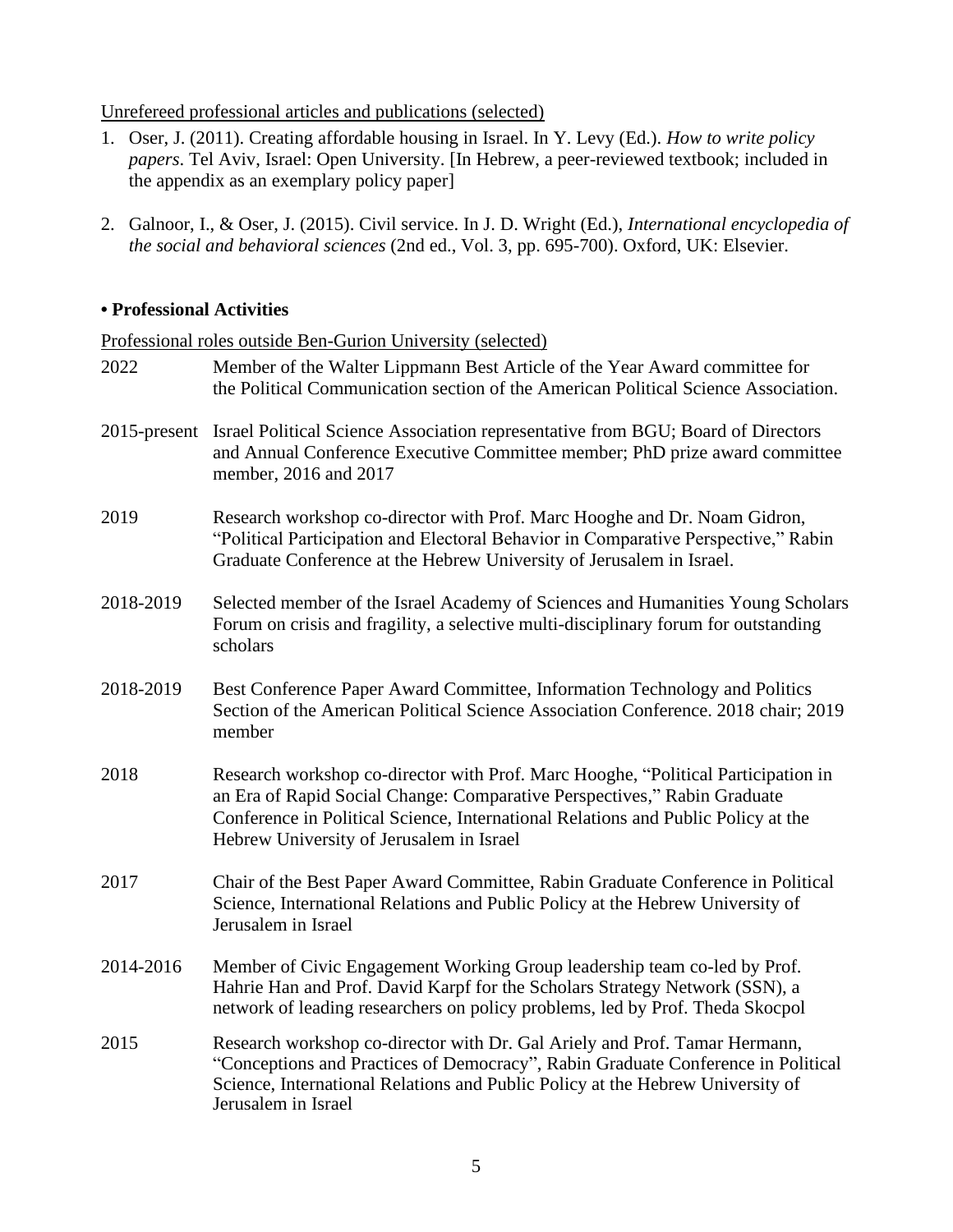Unrefereed professional articles and publications (selected)

1. Oser, J. (2011). Creating affordable housing in Israel. In Y. Levy (Ed.). *How to write policy papers*. Tel Aviv, Israel: Open University. [In Hebrew, a peer-reviewed textbook; included in the appendix as an exemplary policy paper]

2. Galnoor, I., & Oser, J. (2015). Civil service. In J. D. Wright (Ed.), *International encyclopedia of the social and behavioral sciences* (2nd ed., Vol. 3, pp. 695-700). Oxford, UK: Elsevier.

## • Professional Activities

Professional roles outside Ben-Gurion University (selected)

2022 — Member of the Walter Lippmann Best Article of the Year Award committee for the Political Communication section of the American Political Science Association.

2015-present — Israel Political Science Association representative from BGU; Board of Directors and Annual Conference Executive Committee member; PhD prize award committee member, 2016 and 2017

2019 — Research workshop co-director with Prof. Marc Hooghe and Dr. Noam Gidron, "Political Participation and Electoral Behavior in Comparative Perspective," Rabin Graduate Conference at the Hebrew University of Jerusalem in Israel.

2018-2019 — Selected member of the Israel Academy of Sciences and Humanities Young Scholars Forum on crisis and fragility, a selective multi-disciplinary forum for outstanding scholars

2018-2019 — Best Conference Paper Award Committee, Information Technology and Politics Section of the American Political Science Association Conference. 2018 chair; 2019 member

2018 — Research workshop co-director with Prof. Marc Hooghe, "Political Participation in an Era of Rapid Social Change: Comparative Perspectives," Rabin Graduate Conference in Political Science, International Relations and Public Policy at the Hebrew University of Jerusalem in Israel

2017 — Chair of the Best Paper Award Committee, Rabin Graduate Conference in Political Science, International Relations and Public Policy at the Hebrew University of Jerusalem in Israel

2014-2016 — Member of Civic Engagement Working Group leadership team co-led by Prof. Hahrie Han and Prof. David Karpf for the Scholars Strategy Network (SSN), a network of leading researchers on policy problems, led by Prof. Theda Skocpol

2015 — Research workshop co-director with Dr. Gal Ariely and Prof. Tamar Hermann, "Conceptions and Practices of Democracy", Rabin Graduate Conference in Political Science, International Relations and Public Policy at the Hebrew University of Jerusalem in Israel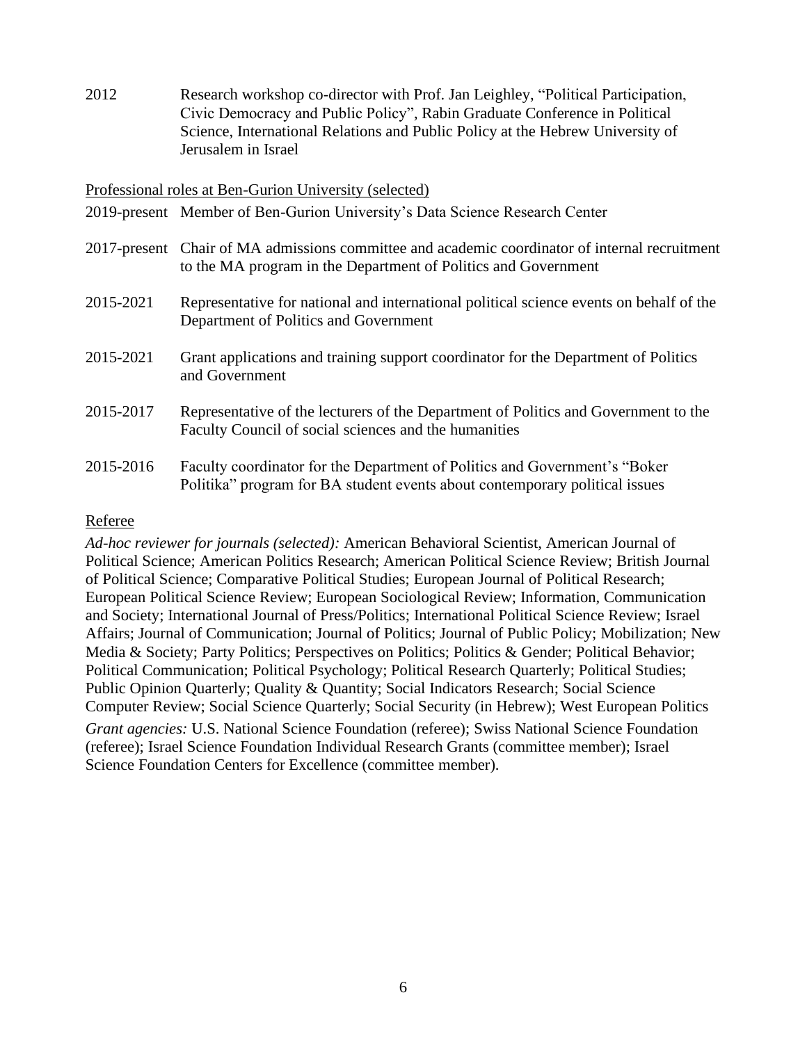2012 Research workshop co-director with Prof. Jan Leighley, "Political Participation, Civic Democracy and Public Policy", Rabin Graduate Conference in Political Science, International Relations and Public Policy at the Hebrew University of Jerusalem in Israel

<u>Professional roles at Ben-Gurion University (selected)</u>

2019-present Member of Ben-Gurion University's Data Science Research Center

2017-present Chair of MA admissions committee and academic coordinator of internal recruitment to the MA program in the Department of Politics and Government

2015-2021 Representative for national and international political science events on behalf of the Department of Politics and Government

2015-2021 Grant applications and training support coordinator for the Department of Politics and Government

2015-2017 Representative of the lecturers of the Department of Politics and Government to the Faculty Council of social sciences and the humanities

2015-2016 Faculty coordinator for the Department of Politics and Government's "Boker Politika" program for BA student events about contemporary political issues

<u>Referee</u>

*Ad-hoc reviewer for journals (selected):* American Behavioral Scientist, American Journal of Political Science; American Politics Research; American Political Science Review; British Journal of Political Science; Comparative Political Studies; European Journal of Political Research; European Political Science Review; European Sociological Review; Information, Communication and Society; International Journal of Press/Politics; International Political Science Review; Israel Affairs; Journal of Communication; Journal of Politics; Journal of Public Policy; Mobilization; New Media & Society; Party Politics; Perspectives on Politics; Politics & Gender; Political Behavior; Political Communication; Political Psychology; Political Research Quarterly; Political Studies; Public Opinion Quarterly; Quality & Quantity; Social Indicators Research; Social Science Computer Review; Social Science Quarterly; Social Security (in Hebrew); West European Politics

*Grant agencies:* U.S. National Science Foundation (referee); Swiss National Science Foundation (referee); Israel Science Foundation Individual Research Grants (committee member); Israel Science Foundation Centers for Excellence (committee member).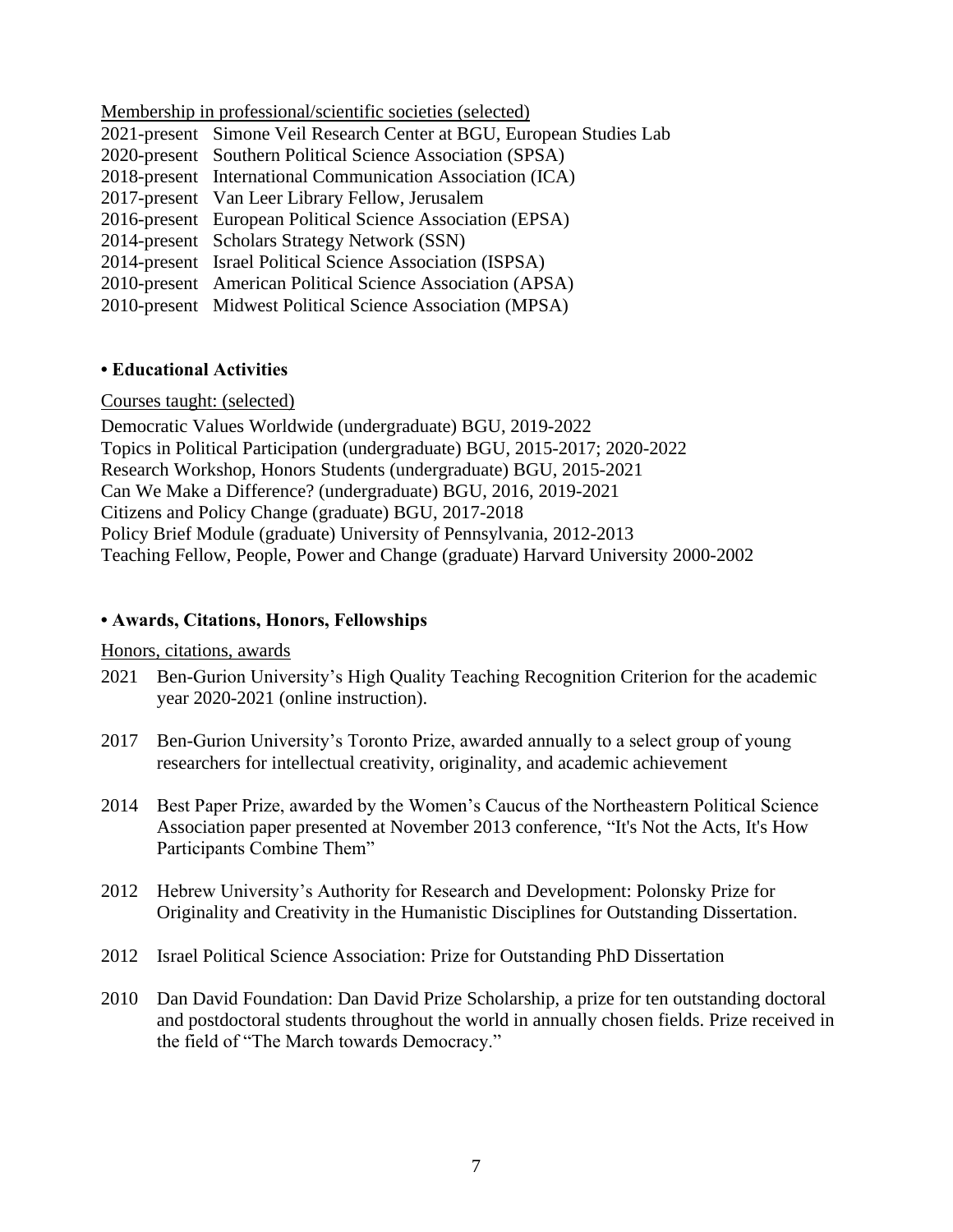Membership in professional/scientific societies (selected)

2021-present Simone Veil Research Center at BGU, European Studies Lab
2020-present Southern Political Science Association (SPSA)
2018-present International Communication Association (ICA)
2017-present Van Leer Library Fellow, Jerusalem
2016-present European Political Science Association (EPSA)
2014-present Scholars Strategy Network (SSN)
2014-present Israel Political Science Association (ISPSA)
2010-present American Political Science Association (APSA)
2010-present Midwest Political Science Association (MPSA)

## • Educational Activities

Courses taught: (selected)

Democratic Values Worldwide (undergraduate) BGU, 2019-2022
Topics in Political Participation (undergraduate) BGU, 2015-2017; 2020-2022
Research Workshop, Honors Students (undergraduate) BGU, 2015-2021
Can We Make a Difference? (undergraduate) BGU, 2016, 2019-2021
Citizens and Policy Change (graduate) BGU, 2017-2018
Policy Brief Module (graduate) University of Pennsylvania, 2012-2013
Teaching Fellow, People, Power and Change (graduate) Harvard University 2000-2002

## • Awards, Citations, Honors, Fellowships

Honors, citations, awards

2021 Ben-Gurion University's High Quality Teaching Recognition Criterion for the academic year 2020-2021 (online instruction).

2017 Ben-Gurion University's Toronto Prize, awarded annually to a select group of young researchers for intellectual creativity, originality, and academic achievement

2014 Best Paper Prize, awarded by the Women's Caucus of the Northeastern Political Science Association paper presented at November 2013 conference, "It's Not the Acts, It's How Participants Combine Them"

2012 Hebrew University's Authority for Research and Development: Polonsky Prize for Originality and Creativity in the Humanistic Disciplines for Outstanding Dissertation.

2012 Israel Political Science Association: Prize for Outstanding PhD Dissertation

2010 Dan David Foundation: Dan David Prize Scholarship, a prize for ten outstanding doctoral and postdoctoral students throughout the world in annually chosen fields. Prize received in the field of "The March towards Democracy."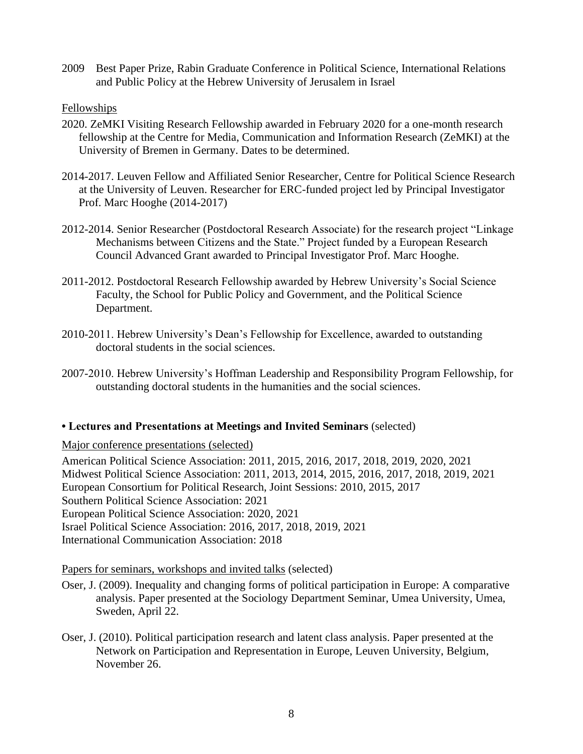2009 Best Paper Prize, Rabin Graduate Conference in Political Science, International Relations and Public Policy at the Hebrew University of Jerusalem in Israel

Fellowships

2020. ZeMKI Visiting Research Fellowship awarded in February 2020 for a one-month research fellowship at the Centre for Media, Communication and Information Research (ZeMKI) at the University of Bremen in Germany. Dates to be determined.

2014-2017. Leuven Fellow and Affiliated Senior Researcher, Centre for Political Science Research at the University of Leuven. Researcher for ERC-funded project led by Principal Investigator Prof. Marc Hooghe (2014-2017)

2012-2014. Senior Researcher (Postdoctoral Research Associate) for the research project "Linkage Mechanisms between Citizens and the State." Project funded by a European Research Council Advanced Grant awarded to Principal Investigator Prof. Marc Hooghe.

2011-2012. Postdoctoral Research Fellowship awarded by Hebrew University's Social Science Faculty, the School for Public Policy and Government, and the Political Science Department.

2010-2011. Hebrew University's Dean's Fellowship for Excellence, awarded to outstanding doctoral students in the social sciences.

2007-2010. Hebrew University's Hoffman Leadership and Responsibility Program Fellowship, for outstanding doctoral students in the humanities and the social sciences.

**• Lectures and Presentations at Meetings and Invited Seminars** (selected)

Major conference presentations (selected)

American Political Science Association: 2011, 2015, 2016, 2017, 2018, 2019, 2020, 2021
Midwest Political Science Association: 2011, 2013, 2014, 2015, 2016, 2017, 2018, 2019, 2021
European Consortium for Political Research, Joint Sessions: 2010, 2015, 2017
Southern Political Science Association: 2021
European Political Science Association: 2020, 2021
Israel Political Science Association: 2016, 2017, 2018, 2019, 2021
International Communication Association: 2018

Papers for seminars, workshops and invited talks (selected)

Oser, J. (2009). Inequality and changing forms of political participation in Europe: A comparative analysis. Paper presented at the Sociology Department Seminar, Umea University, Umea, Sweden, April 22.

Oser, J. (2010). Political participation research and latent class analysis. Paper presented at the Network on Participation and Representation in Europe, Leuven University, Belgium, November 26.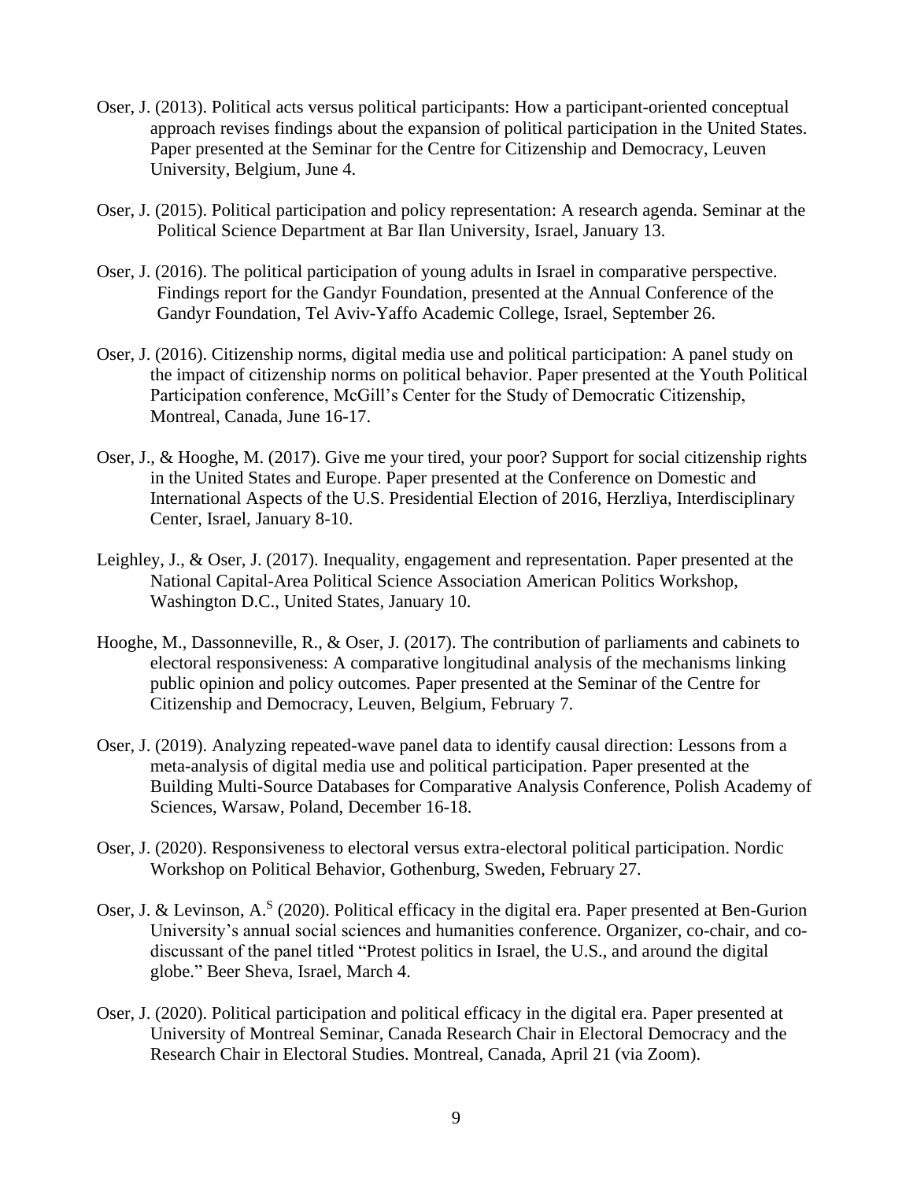Oser, J. (2013). Political acts versus political participants: How a participant-oriented conceptual approach revises findings about the expansion of political participation in the United States. Paper presented at the Seminar for the Centre for Citizenship and Democracy, Leuven University, Belgium, June 4.

Oser, J. (2015). Political participation and policy representation: A research agenda. Seminar at the Political Science Department at Bar Ilan University, Israel, January 13.

Oser, J. (2016). The political participation of young adults in Israel in comparative perspective. Findings report for the Gandyr Foundation, presented at the Annual Conference of the Gandyr Foundation, Tel Aviv-Yaffo Academic College, Israel, September 26.

Oser, J. (2016). Citizenship norms, digital media use and political participation: A panel study on the impact of citizenship norms on political behavior. Paper presented at the Youth Political Participation conference, McGill's Center for the Study of Democratic Citizenship, Montreal, Canada, June 16-17.

Oser, J., & Hooghe, M. (2017). Give me your tired, your poor? Support for social citizenship rights in the United States and Europe. Paper presented at the Conference on Domestic and International Aspects of the U.S. Presidential Election of 2016, Herzliya, Interdisciplinary Center, Israel, January 8-10.

Leighley, J., & Oser, J. (2017). Inequality, engagement and representation. Paper presented at the National Capital-Area Political Science Association American Politics Workshop, Washington D.C., United States, January 10.

Hooghe, M., Dassonneville, R., & Oser, J. (2017). The contribution of parliaments and cabinets to electoral responsiveness: A comparative longitudinal analysis of the mechanisms linking public opinion and policy outcomes*.* Paper presented at the Seminar of the Centre for Citizenship and Democracy, Leuven, Belgium, February 7.

Oser, J. (2019). Analyzing repeated-wave panel data to identify causal direction: Lessons from a meta-analysis of digital media use and political participation. Paper presented at the Building Multi-Source Databases for Comparative Analysis Conference, Polish Academy of Sciences, Warsaw, Poland, December 16-18.

Oser, J. (2020). Responsiveness to electoral versus extra-electoral political participation. Nordic Workshop on Political Behavior, Gothenburg, Sweden, February 27.

Oser, J. & Levinson, A.[S] (2020). Political efficacy in the digital era. Paper presented at Ben-Gurion University's annual social sciences and humanities conference. Organizer, co-chair, and co-discussant of the panel titled "Protest politics in Israel, the U.S., and around the digital globe." Beer Sheva, Israel, March 4.

Oser, J. (2020). Political participation and political efficacy in the digital era. Paper presented at University of Montreal Seminar, Canada Research Chair in Electoral Democracy and the Research Chair in Electoral Studies. Montreal, Canada, April 21 (via Zoom).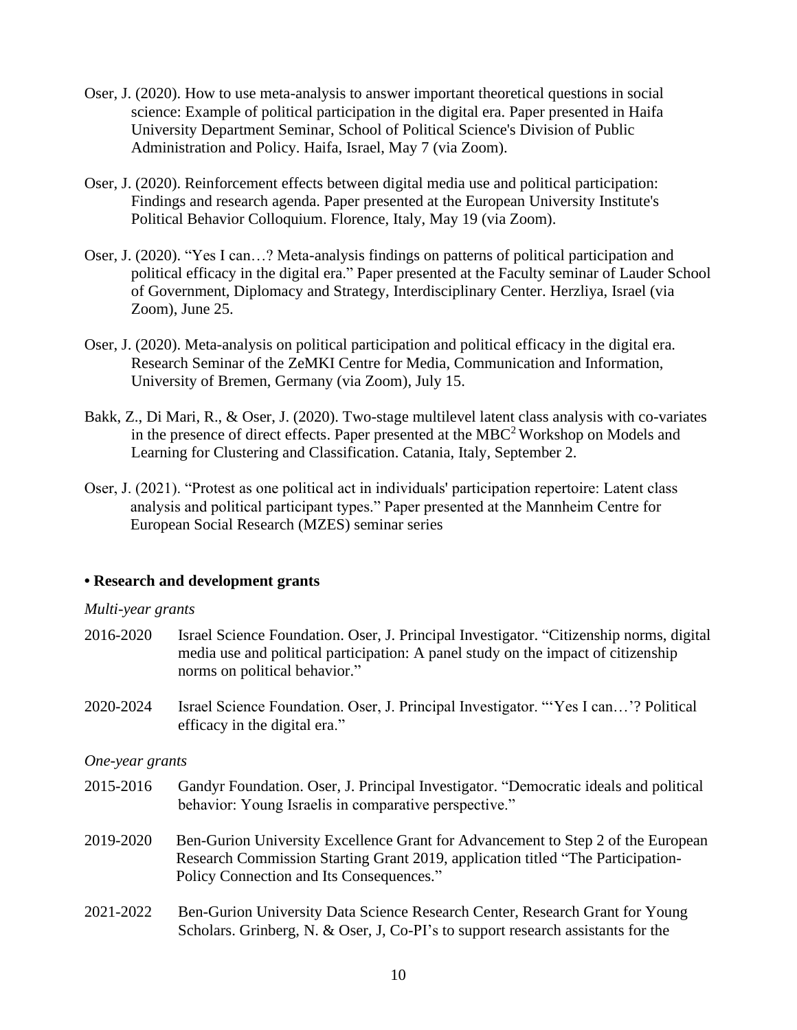Oser, J. (2020). How to use meta-analysis to answer important theoretical questions in social science: Example of political participation in the digital era. Paper presented in Haifa University Department Seminar, School of Political Science's Division of Public Administration and Policy. Haifa, Israel, May 7 (via Zoom).

Oser, J. (2020). Reinforcement effects between digital media use and political participation: Findings and research agenda. Paper presented at the European University Institute's Political Behavior Colloquium. Florence, Italy, May 19 (via Zoom).

Oser, J. (2020). "Yes I can…? Meta-analysis findings on patterns of political participation and political efficacy in the digital era." Paper presented at the Faculty seminar of Lauder School of Government, Diplomacy and Strategy, Interdisciplinary Center. Herzliya, Israel (via Zoom), June 25.

Oser, J. (2020). Meta-analysis on political participation and political efficacy in the digital era. Research Seminar of the ZeMKI Centre for Media, Communication and Information, University of Bremen, Germany (via Zoom), July 15.

Bakk, Z., Di Mari, R., & Oser, J. (2020). Two-stage multilevel latent class analysis with co-variates in the presence of direct effects. Paper presented at the $MBC^2$ Workshop on Models and Learning for Clustering and Classification. Catania, Italy, September 2.

Oser, J. (2021). "Protest as one political act in individuals' participation repertoire: Latent class analysis and political participant types." Paper presented at the Mannheim Centre for European Social Research (MZES) seminar series

**• Research and development grants**

*Multi-year grants*

2016-2020 Israel Science Foundation. Oser, J. Principal Investigator. "Citizenship norms, digital media use and political participation: A panel study on the impact of citizenship norms on political behavior."

2020-2024 Israel Science Foundation. Oser, J. Principal Investigator. "'Yes I can…'? Political efficacy in the digital era."

*One-year grants*

2015-2016 Gandyr Foundation. Oser, J. Principal Investigator. "Democratic ideals and political behavior: Young Israelis in comparative perspective."

2019-2020 Ben-Gurion University Excellence Grant for Advancement to Step 2 of the European Research Commission Starting Grant 2019, application titled "The Participation-Policy Connection and Its Consequences."

2021-2022 Ben-Gurion University Data Science Research Center, Research Grant for Young Scholars. Grinberg, N. & Oser, J, Co-PI's to support research assistants for the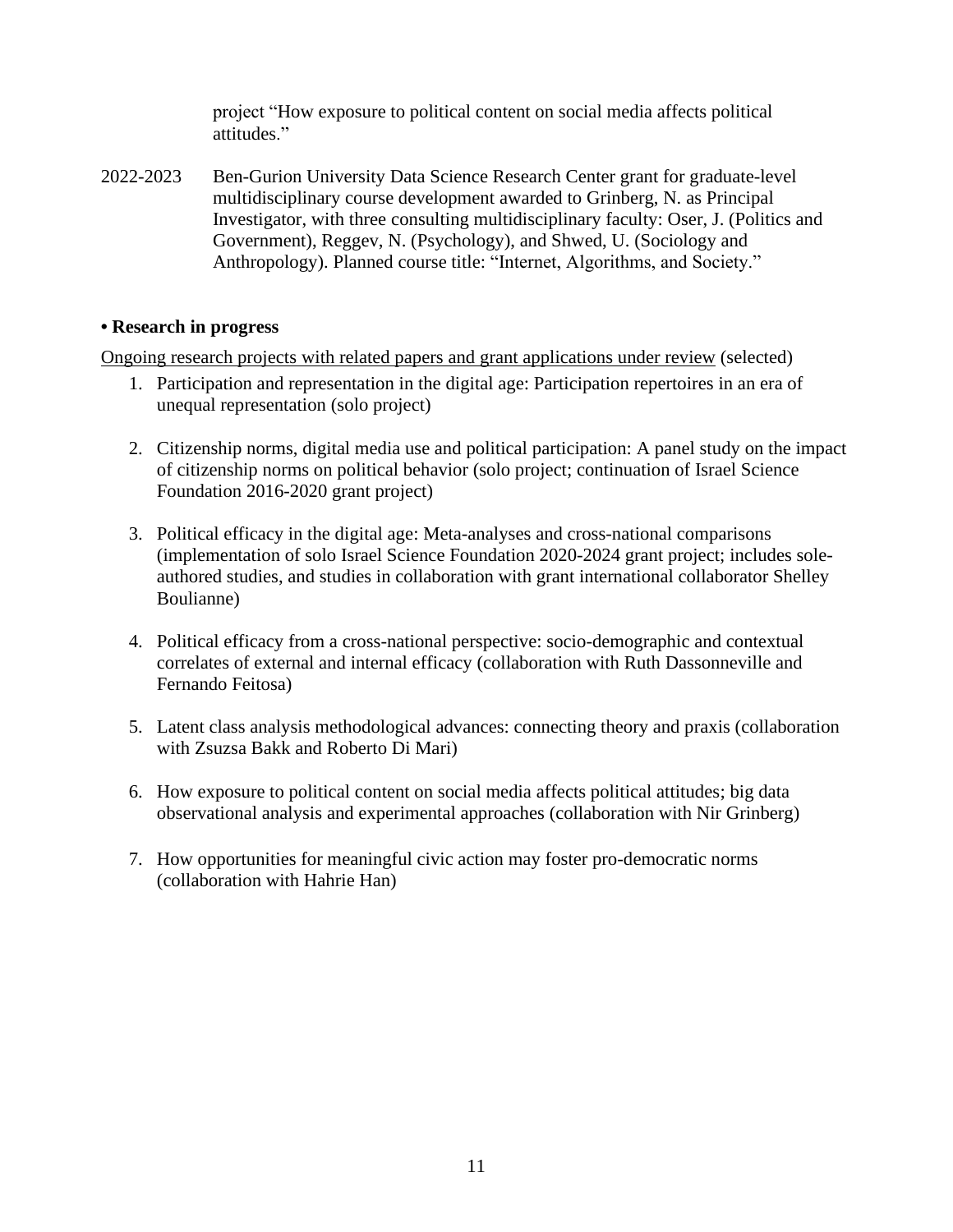project "How exposure to political content on social media affects political attitudes."

2022-2023 Ben-Gurion University Data Science Research Center grant for graduate-level multidisciplinary course development awarded to Grinberg, N. as Principal Investigator, with three consulting multidisciplinary faculty: Oser, J. (Politics and Government), Reggev, N. (Psychology), and Shwed, U. (Sociology and Anthropology). Planned course title: "Internet, Algorithms, and Society."

**• Research in progress**

<u>Ongoing research projects with related papers and grant applications under review</u> (selected)

1. Participation and representation in the digital age: Participation repertoires in an era of unequal representation (solo project)

2. Citizenship norms, digital media use and political participation: A panel study on the impact of citizenship norms on political behavior (solo project; continuation of Israel Science Foundation 2016-2020 grant project)

3. Political efficacy in the digital age: Meta-analyses and cross-national comparisons (implementation of solo Israel Science Foundation 2020-2024 grant project; includes sole-authored studies, and studies in collaboration with grant international collaborator Shelley Boulianne)

4. Political efficacy from a cross-national perspective: socio-demographic and contextual correlates of external and internal efficacy (collaboration with Ruth Dassonneville and Fernando Feitosa)

5. Latent class analysis methodological advances: connecting theory and praxis (collaboration with Zsuzsa Bakk and Roberto Di Mari)

6. How exposure to political content on social media affects political attitudes; big data observational analysis and experimental approaches (collaboration with Nir Grinberg)

7. How opportunities for meaningful civic action may foster pro-democratic norms (collaboration with Hahrie Han)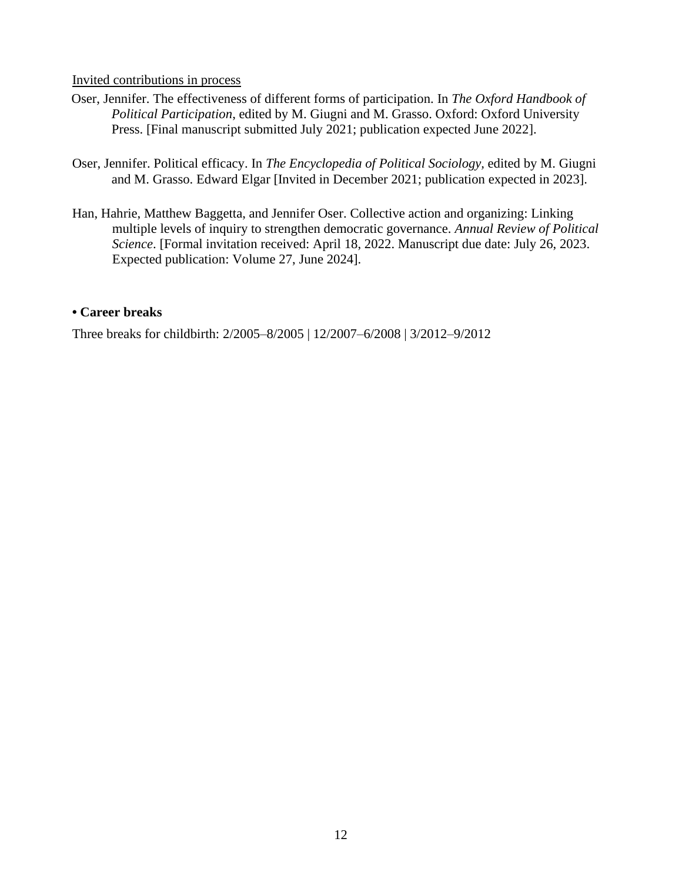<u>Invited contributions in process</u>

Oser, Jennifer. The effectiveness of different forms of participation. In *The Oxford Handbook of Political Participation*, edited by M. Giugni and M. Grasso. Oxford: Oxford University Press. [Final manuscript submitted July 2021; publication expected June 2022].

Oser, Jennifer. Political efficacy. In *The Encyclopedia of Political Sociology*, edited by M. Giugni and M. Grasso. Edward Elgar [Invited in December 2021; publication expected in 2023].

Han, Hahrie, Matthew Baggetta, and Jennifer Oser. Collective action and organizing: Linking multiple levels of inquiry to strengthen democratic governance. *Annual Review of Political Science*. [Formal invitation received: April 18, 2022. Manuscript due date: July 26, 2023. Expected publication: Volume 27, June 2024].

**• Career breaks**

Three breaks for childbirth: 2/2005–8/2005 | 12/2007–6/2008 | 3/2012–9/2012